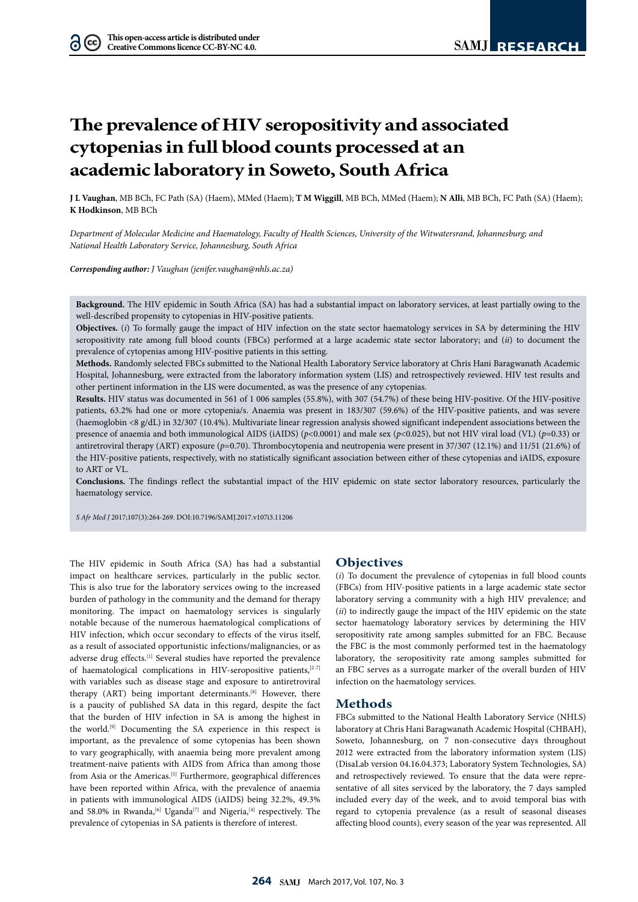# The prevalence of HIV seropositivity and associated cytopenias in full blood counts processed at an academic laboratory in Soweto, South Africa

**J L Vaughan**, MB BCh, FC Path (SA) (Haem), MMed (Haem); **T M Wiggill**, MB BCh, MMed (Haem); **N Alli**, MB BCh, FC Path (SA) (Haem); **K Hodkinson**, MB BCh

*Department of Molecular Medicine and Haematology, Faculty of Health Sciences, University of the Witwatersrand, Johannesburg; and National Health Laboratory Service, Johannesburg, South Africa*

***Corresponding author:** J Vaughan (jenifer.vaughan@nhls.ac.za)*

**Background.** The HIV epidemic in South Africa (SA) has had a substantial impact on laboratory services, at least partially owing to the well-described propensity to cytopenias in HIV-positive patients.

**Objectives.** (*i*) To formally gauge the impact of HIV infection on the state sector haematology services in SA by determining the HIV seropositivity rate among full blood counts (FBCs) performed at a large academic state sector laboratory; and (*ii*) to document the prevalence of cytopenias among HIV-positive patients in this setting.

**Methods.** Randomly selected FBCs submitted to the National Health Laboratory Service laboratory at Chris Hani Baragwanath Academic Hospital, Johannesburg, were extracted from the laboratory information system (LIS) and retrospectively reviewed. HIV test results and other pertinent information in the LIS were documented, as was the presence of any cytopenias.

**Results.** HIV status was documented in 561 of 1 006 samples (55.8%), with 307 (54.7%) of these being HIV-positive. Of the HIV-positive patients, 63.2% had one or more cytopenia/s. Anaemia was present in 183/307 (59.6%) of the HIV-positive patients, and was severe (haemoglobin <8 g/dL) in 32/307 (10.4%). Multivariate linear regression analysis showed significant independent associations between the presence of anaemia and both immunological AIDS (iAIDS) ($p$<0.0001) and male sex ($p$<0.025), but not HIV viral load (VL) ($p$=0.33) or antiretroviral therapy (ART) exposure ($p$=0.70). Thrombocytopenia and neutropenia were present in 37/307 (12.1%) and 11/51 (21.6%) of the HIV-positive patients, respectively, with no statistically significant association between either of these cytopenias and iAIDS, exposure to ART or VL.

**Conclusions.** The findings reflect the substantial impact of the HIV epidemic on state sector laboratory resources, particularly the haematology service.

*S Afr Med J* 2017;107(3):264-269. DOI:10.7196/SAMJ.2017.v107i3.11206

The HIV epidemic in South Africa (SA) has had a substantial impact on healthcare services, particularly in the public sector. This is also true for the laboratory services owing to the increased burden of pathology in the community and the demand for therapy monitoring. The impact on haematology services is singularly notable because of the numerous haematological complications of HIV infection, which occur secondary to effects of the virus itself, as a result of associated opportunistic infections/malignancies, or as adverse drug effects.[1] Several studies have reported the prevalence of haematological complications in HIV-seropositive patients,[2-7] with variables such as disease stage and exposure to antiretroviral therapy (ART) being important determinants.[8] However, there is a paucity of published SA data in this regard, despite the fact that the burden of HIV infection in SA is among the highest in the world.[9] Documenting the SA experience in this respect is important, as the prevalence of some cytopenias has been shown to vary geographically, with anaemia being more prevalent among treatment-naive patients with AIDS from Africa than among those from Asia or the Americas.[5] Furthermore, geographical differences have been reported within Africa, with the prevalence of anaemia in patients with immunological AIDS (iAIDS) being 32.2%, 49.3% and 58.0% in Rwanda,[6] Uganda[7] and Nigeria,[4] respectively. The prevalence of cytopenias in SA patients is therefore of interest.

## Objectives

(*i*) To document the prevalence of cytopenias in full blood counts (FBCs) from HIV-positive patients in a large academic state sector laboratory serving a community with a high HIV prevalence; and (*ii*) to indirectly gauge the impact of the HIV epidemic on the state sector haematology laboratory services by determining the HIV seropositivity rate among samples submitted for an FBC. Because the FBC is the most commonly performed test in the haematology laboratory, the seropositivity rate among samples submitted for an FBC serves as a surrogate marker of the overall burden of HIV infection on the haematology services.

## Methods

FBCs submitted to the National Health Laboratory Service (NHLS) laboratory at Chris Hani Baragwanath Academic Hospital (CHBAH), Soweto, Johannesburg, on 7 non-consecutive days throughout 2012 were extracted from the laboratory information system (LIS) (DisaLab version 04.16.04.373; Laboratory System Technologies, SA) and retrospectively reviewed. To ensure that the data were representative of all sites serviced by the laboratory, the 7 days sampled included every day of the week, and to avoid temporal bias with regard to cytopenia prevalence (as a result of seasonal diseases affecting blood counts), every season of the year was represented. All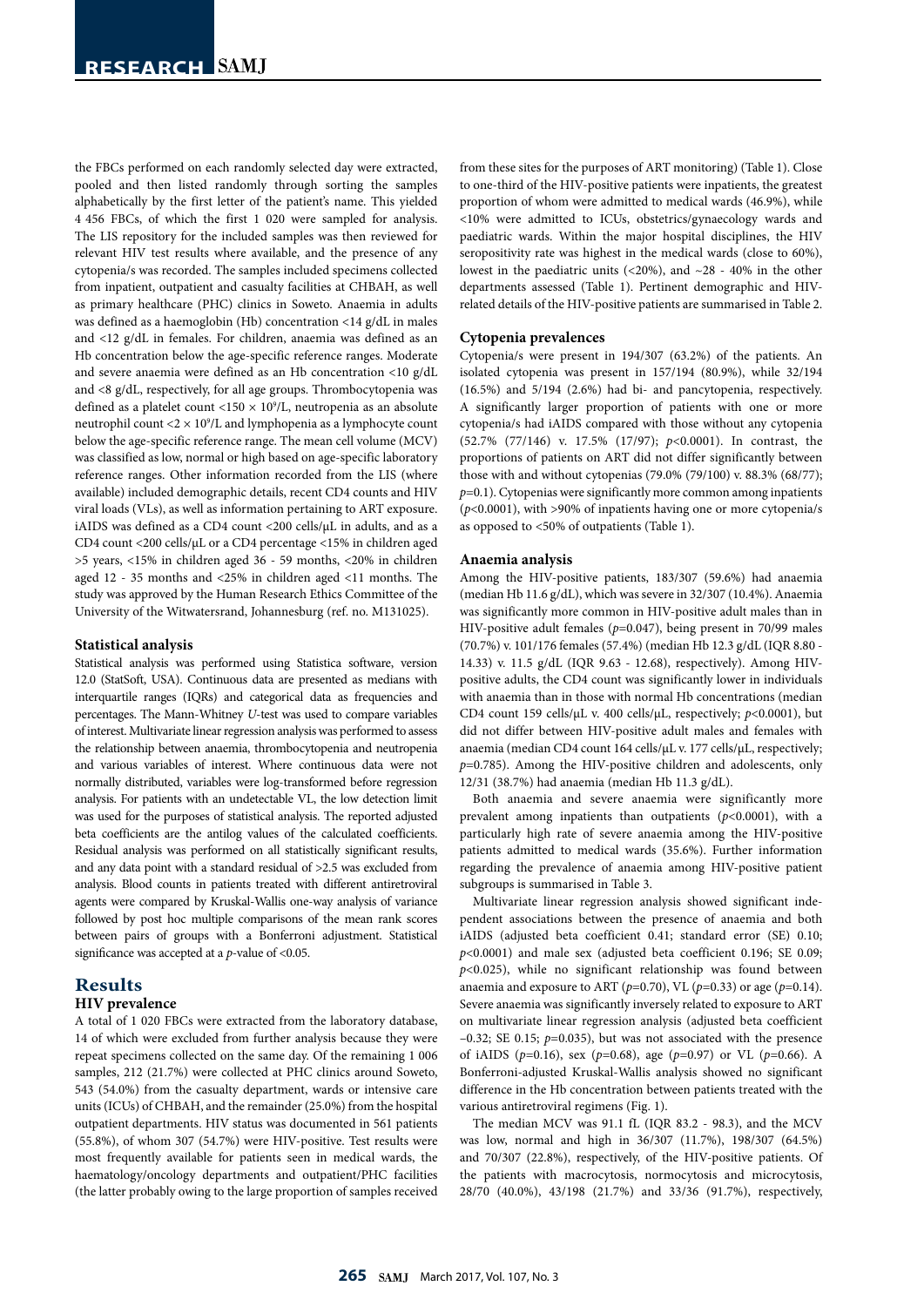the FBCs performed on each randomly selected day were extracted, pooled and then listed randomly through sorting the samples alphabetically by the first letter of the patient's name. This yielded 4 456 FBCs, of which the first 1 020 were sampled for analysis. The LIS repository for the included samples was then reviewed for relevant HIV test results where available, and the presence of any cytopenia/s was recorded. The samples included specimens collected from inpatient, outpatient and casualty facilities at CHBAH, as well as primary healthcare (PHC) clinics in Soweto. Anaemia in adults was defined as a haemoglobin (Hb) concentration <14 g/dL in males and <12 g/dL in females. For children, anaemia was defined as an Hb concentration below the age-specific reference ranges. Moderate and severe anaemia were defined as an Hb concentration <10 g/dL and <8 g/dL, respectively, for all age groups. Thrombocytopenia was defined as a platelet count $<150 \times 10^9$/L, neutropenia as an absolute neutrophil count $<2 \times 10^9$/L and lymphopenia as a lymphocyte count below the age-specific reference range. The mean cell volume (MCV) was classified as low, normal or high based on age-specific laboratory reference ranges. Other information recorded from the LIS (where available) included demographic details, recent CD4 counts and HIV viral loads (VLs), as well as information pertaining to ART exposure. iAIDS was defined as a CD4 count <200 cells/µL in adults, and as a CD4 count <200 cells/µL or a CD4 percentage <15% in children aged >5 years, <15% in children aged 36 - 59 months, <20% in children aged 12 - 35 months and <25% in children aged <11 months. The study was approved by the Human Research Ethics Committee of the University of the Witwatersrand, Johannesburg (ref. no. M131025).

### Statistical analysis

Statistical analysis was performed using Statistica software, version 12.0 (StatSoft, USA). Continuous data are presented as medians with interquartile ranges (IQRs) and categorical data as frequencies and percentages. The Mann-Whitney *U*-test was used to compare variables of interest. Multivariate linear regression analysis was performed to assess the relationship between anaemia, thrombocytopenia and neutropenia and various variables of interest. Where continuous data were not normally distributed, variables were log-transformed before regression analysis. For patients with an undetectable VL, the low detection limit was used for the purposes of statistical analysis. The reported adjusted beta coefficients are the antilog values of the calculated coefficients. Residual analysis was performed on all statistically significant results, and any data point with a standard residual of >2.5 was excluded from analysis. Blood counts in patients treated with different antiretroviral agents were compared by Kruskal-Wallis one-way analysis of variance followed by post hoc multiple comparisons of the mean rank scores between pairs of groups with a Bonferroni adjustment. Statistical significance was accepted at a *p*-value of <0.05.

## Results

### HIV prevalence

A total of 1 020 FBCs were extracted from the laboratory database, 14 of which were excluded from further analysis because they were repeat specimens collected on the same day. Of the remaining 1 006 samples, 212 (21.7%) were collected at PHC clinics around Soweto, 543 (54.0%) from the casualty department, wards or intensive care units (ICUs) of CHBAH, and the remainder (25.0%) from the hospital outpatient departments. HIV status was documented in 561 patients (55.8%), of whom 307 (54.7%) were HIV-positive. Test results were most frequently available for patients seen in medical wards, the haematology/oncology departments and outpatient/PHC facilities (the latter probably owing to the large proportion of samples received from these sites for the purposes of ART monitoring) (Table 1). Close to one-third of the HIV-positive patients were inpatients, the greatest proportion of whom were admitted to medical wards (46.9%), while <10% were admitted to ICUs, obstetrics/gynaecology wards and paediatric wards. Within the major hospital disciplines, the HIV seropositivity rate was highest in the medical wards (close to 60%), lowest in the paediatric units (<20%), and ~28 - 40% in the other departments assessed (Table 1). Pertinent demographic and HIV-related details of the HIV-positive patients are summarised in Table 2.

### Cytopenia prevalences

Cytopenia/s were present in 194/307 (63.2%) of the patients. An isolated cytopenia was present in 157/194 (80.9%), while 32/194 (16.5%) and 5/194 (2.6%) had bi- and pancytopenia, respectively. A significantly larger proportion of patients with one or more cytopenia/s had iAIDS compared with those without any cytopenia (52.7% (77/146) v. 17.5% (17/97); $p<0.0001$). In contrast, the proportions of patients on ART did not differ significantly between those with and without cytopenias (79.0% (79/100) v. 88.3% (68/77); $p=0.1$). Cytopenias were significantly more common among inpatients ($p<0.0001$), with >90% of inpatients having one or more cytopenia/s as opposed to <50% of outpatients (Table 1).

### Anaemia analysis

Among the HIV-positive patients, 183/307 (59.6%) had anaemia (median Hb 11.6 g/dL), which was severe in 32/307 (10.4%). Anaemia was significantly more common in HIV-positive adult males than in HIV-positive adult females ($p=0.047$), being present in 70/99 males (70.7%) v. 101/176 females (57.4%) (median Hb 12.3 g/dL (IQR 8.80 - 14.33) v. 11.5 g/dL (IQR 9.63 - 12.68), respectively). Among HIV-positive adults, the CD4 count was significantly lower in individuals with anaemia than in those with normal Hb concentrations (median CD4 count 159 cells/µL v. 400 cells/µL, respectively; $p<0.0001$), but did not differ between HIV-positive adult males and females with anaemia (median CD4 count 164 cells/µL v. 177 cells/µL, respectively; $p=0.785$). Among the HIV-positive children and adolescents, only 12/31 (38.7%) had anaemia (median Hb 11.3 g/dL).

Both anaemia and severe anaemia were significantly more prevalent among inpatients than outpatients ($p<0.0001$), with a particularly high rate of severe anaemia among the HIV-positive patients admitted to medical wards (35.6%). Further information regarding the prevalence of anaemia among HIV-positive patient subgroups is summarised in Table 3.

Multivariate linear regression analysis showed significant independent associations between the presence of anaemia and both iAIDS (adjusted beta coefficient 0.41; standard error (SE) 0.10; $p<0.0001$) and male sex (adjusted beta coefficient 0.196; SE 0.09; $p<0.025$), while no significant relationship was found between anaemia and exposure to ART ($p=0.70$), VL ($p=0.33$) or age ($p=0.14$). Severe anaemia was significantly inversely related to exposure to ART on multivariate linear regression analysis (adjusted beta coefficient −0.32; SE 0.15; $p=0.035$), but was not associated with the presence of iAIDS ($p=0.16$), sex ($p=0.68$), age ($p=0.97$) or VL ($p=0.66$). A Bonferroni-adjusted Kruskal-Wallis analysis showed no significant difference in the Hb concentration between patients treated with the various antiretroviral regimens (Fig. 1).

The median MCV was 91.1 fL (IQR 83.2 - 98.3), and the MCV was low, normal and high in 36/307 (11.7%), 198/307 (64.5%) and 70/307 (22.8%), respectively, of the HIV-positive patients. Of the patients with macrocytosis, normocytosis and microcytosis, 28/70 (40.0%), 43/198 (21.7%) and 33/36 (91.7%), respectively,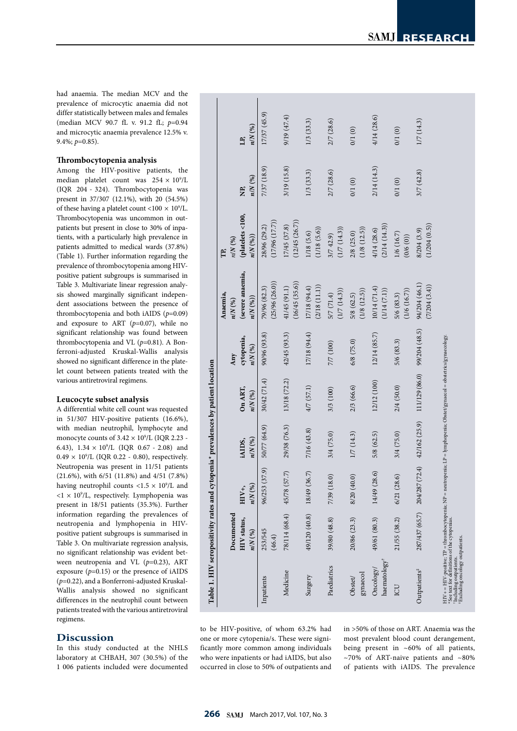had anaemia. The median MCV and the prevalence of microcytic anaemia did not differ statistically between males and females (median MCV 90.7 fL v. 91.2 fL; $p$=0.94 and microcytic anaemia prevalence 12.5% v. 9.4%; $p$=0.85).

### Thrombocytopenia analysis

Among the HIV-positive patients, the median platelet count was $254 \times 10^9$/L (IQR 204 - 324). Thrombocytopenia was present in 37/307 (12.1%), with 20 (54.5%) of these having a platelet count $<100 \times 10^9$/L. Thrombocytopenia was uncommon in outpatients but present in close to 30% of inpatients, with a particularly high prevalence in patients admitted to medical wards (37.8%) (Table 1). Further information regarding the prevalence of thrombocytopenia among HIV-positive patient subgroups is summarised in Table 3. Multivariate linear regression analysis showed marginally significant independent associations between the presence of thrombocytopenia and both iAIDS ($p$=0.09) and exposure to ART ($p$=0.07), while no significant relationship was found between thrombocytopenia and VL ($p$=0.81). A Bonferroni-adjusted Kruskal-Wallis analysis showed no significant difference in the platelet count between patients treated with the various antiretroviral regimens.

### Leucocyte subset analysis

A differential white cell count was requested in 51/307 HIV-positive patients (16.6%), with median neutrophil, lymphocyte and monocyte counts of $3.42 \times 10^9$/L (IQR 2.23 - 6.43), $1.34 \times 10^9$/L (IQR 0.67 - 2.08) and $0.49 \times 10^9$/L (IQR 0.22 - 0.80), respectively. Neutropenia was present in 11/51 patients (21.6%), with 6/51 (11.8%) and 4/51 (7.8%) having neutrophil counts $<1.5 \times 10^9$/L and $<1 \times 10^9$/L, respectively. Lymphopenia was present in 18/51 patients (35.3%). Further information regarding the prevalences of neutropenia and lymphopenia in HIV-positive patient subgroups is summarised in Table 3. On multivariate regression analysis, no significant relationship was evident between neutropenia and VL ($p$=0.23), ART exposure ($p$=0.15) or the presence of iAIDS ($p$=0.22), and a Bonferroni-adjusted Kruskal-Wallis analysis showed no significant differences in the neutrophil count between patients treated with the various antiretroviral regimens.

**Table 1. HIV seropositivity rates and cytopenia* prevalences by patient location**

| | Documented HIV status, n/N (%) | HIV+, n/N (%) | iAIDS, n/N (%) | On ART, n/N (%) | Any cytopenia, n/N (%) | Anaemia, n/N (%) (severe anaemia, n/N (%)) | TP, n/N (%) (platelets <100, n/N (%)) | NP, n/N (%) | LP, n/N (%) |
|---|---|---|---|---|---|---|---|---|---|
| Inpatients | 253/545 (46.4) | 96/253 (37.9) | 50/77 (64.9) | 30/42 (71.4) | 90/96 (93.8) | 79/96 (82.3) (25/96 (26.0)) | 28/96 (29.2) (17/96 (17.7)) | 7/37 (18.9) | 17/37 (45.9) |
| Medicine | 78/114 (68.4) | 45/78 (57.7) | 29/38 (76.3) | 13/18 (72.2) | 42/45 (93.3) | 41/45 (91.1) (16/45 (35.6)) | 17/45 (37.8) (12/45 (26.7)) | 3/19 (15.8) | 9/19 (47.4) |
| Surgery | 49/120 (40.8) | 18/49 (36.7) | 7/16 (43.8) | 4/7 (57.1) | 17/18 (94.4) | 17/18 (94.4) (2/18 (11.1)) | 1/18 (5.6) (1/18 (5.6)) | 1/3 (33.3) | 1/3 (33.3) |
| Paediatrics | 39/80 (48.8) | 7/39 (18.0) | 3/4 (75.0) | 3/3 (100) | 7/7 (100) | 5/7 (71.4) (1/7 (14.3)) | 3/7 42.9) (1/7 (14.3)) | 2/7 (28.6) | 2/7 (28.6) |
| Obstet/ gynaecol | 20/86 (23.3) | 8/20 (40.0) | 1/7 (14.3) | 2/3 (66.6) | 6/8 (75.0) | 5/8 (62.5) (1/8 (12.5)) | 2/8 (25.0) (1/8 (12.5)) | 0/1 (0) | 0/1 (0) |
| Oncology/ haematology[†] | 49/61 (80.3) | 14/49 (28.6) | 5/8 (62.5) | 12/12 (100) | 12/14 (85.7) | 10/14 (71.4) (1/14 (7.1)) | 4/14 (28.6) (2/14 (14.3)) | 2/14 (14.3) | 4/14 (28.6) |
| ICU | 21/55 (38.2) | 6/21 (28.6) | 3/4 (75.0) | 2/4 (50.0) | 5/6 (83.3) | 5/6 (83.3) (1/6 (16.7)) | 1/6 (16.7) (0/6 (0)) | 0/1 (0) | 0/1 (0) |
| Outpatients[‡] | 287/437 (65.7) | 204/287 (72.4) | 42/162 (25.9) | 111/129 (86.0) | 99/204 (48.5) | 94/204 (46.1) (7/204 (3.4)) | 8/204 (3.9) (1/204 (0.5)) | 3/7 (42.8) | 1/7 (14.3) |

HIV+ = HIV-positive; TP = thrombocytopenia; NP = neutropenia; LP = lymphopenia; Obstet/gynaecol = obstetrics/gynaecology.
*See text for definitions of the cytopenias.
[†]Including outpatients.
[‡]Excluding oncology outpatients.

## Discussion

In this study conducted at the NHLS laboratory at CHBAH, 307 (30.5%) of the 1 006 patients included were documented to be HIV-positive, of whom 63.2% had one or more cytopenia/s. These were significantly more common among individuals who were inpatients or had iAIDS, but also occurred in close to 50% of outpatients and in >50% of those on ART. Anaemia was the most prevalent blood count derangement, being present in ~60% of all patients, ~70% of ART-naive patients and ~80% of patients with iAIDS. The prevalence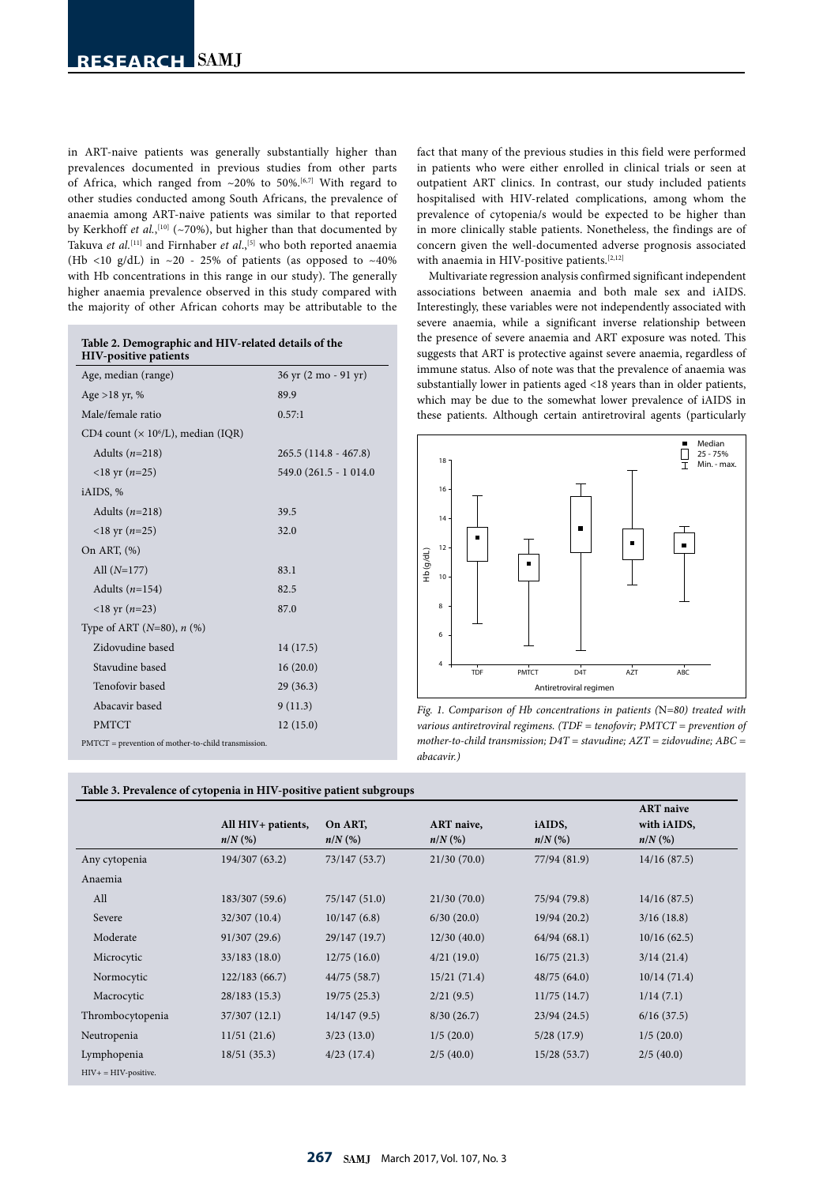in ART-naive patients was generally substantially higher than prevalences documented in previous studies from other parts of Africa, which ranged from ~20% to 50%.[6,7] With regard to other studies conducted among South Africans, the prevalence of anaemia among ART-naive patients was similar to that reported by Kerkhoff *et al.*,[10] (~70%), but higher than that documented by Takuva *et al.*[11] and Firnhaber *et al.*,[5] who both reported anaemia (Hb <10 g/dL) in ~20 - 25% of patients (as opposed to ~40% with Hb concentrations in this range in our study). The generally higher anaemia prevalence observed in this study compared with the majority of other African cohorts may be attributable to the fact that many of the previous studies in this field were performed in patients who were either enrolled in clinical trials or seen at outpatient ART clinics. In contrast, our study included patients hospitalised with HIV-related complications, among whom the prevalence of cytopenia/s would be expected to be higher than in more clinically stable patients. Nonetheless, the findings are of concern given the well-documented adverse prognosis associated with anaemia in HIV-positive patients.[2,12]

Multivariate regression analysis confirmed significant independent associations between anaemia and both male sex and iAIDS. Interestingly, these variables were not independently associated with severe anaemia, while a significant inverse relationship between the presence of severe anaemia and ART exposure was noted. This suggests that ART is protective against severe anaemia, regardless of immune status. Also of note was that the prevalence of anaemia was substantially lower in patients aged <18 years than in older patients, which may be due to the somewhat lower prevalence of iAIDS in these patients. Although certain antiretroviral agents (particularly

**Table 2. Demographic and HIV-related details of the HIV-positive patients**

| | |
|---|---|
| Age, median (range) | 36 yr (2 mo - 91 yr) |
| Age >18 yr, % | 89.9 |
| Male/female ratio | 0.57:1 |
| CD4 count ($\times 10^6$/L), median (IQR) | |
| Adults (*n*=218) | 265.5 (114.8 - 467.8) |
| <18 yr (*n*=25) | 549.0 (261.5 - 1 014.0 |
| iAIDS, % | |
| Adults (*n*=218) | 39.5 |
| <18 yr (*n*=25) | 32.0 |
| On ART, (%) | |
| All (*N*=177) | 83.1 |
| Adults (*n*=154) | 82.5 |
| <18 yr (*n*=23) | 87.0 |
| Type of ART (*N*=80), *n* (%) | |
| Zidovudine based | 14 (17.5) |
| Stavudine based | 16 (20.0) |
| Tenofovir based | 29 (36.3) |
| Abacavir based | 9 (11.3) |
| PMTCT | 12 (15.0) |

PMTCT = prevention of mother-to-child transmission.

*Fig. 1. Comparison of Hb concentrations in patients (*N*=80) treated with various antiretroviral regimens. (TDF = tenofovir; PMTCT = prevention of mother-to-child transmission; D4T = stavudine; AZT = zidovudine; ABC = abacavir.)*

**Table 3. Prevalence of cytopenia in HIV-positive patient subgroups**

| | All HIV+ patients, *n/N* (%) | On ART, *n/N* (%) | ART naive, *n/N* (%) | iAIDS, *n/N* (%) | ART naive with iAIDS, *n/N* (%) |
|---|---|---|---|---|---|
| Any cytopenia | 194/307 (63.2) | 73/147 (53.7) | 21/30 (70.0) | 77/94 (81.9) | 14/16 (87.5) |
| Anaemia | | | | | |
| All | 183/307 (59.6) | 75/147 (51.0) | 21/30 (70.0) | 75/94 (79.8) | 14/16 (87.5) |
| Severe | 32/307 (10.4) | 10/147 (6.8) | 6/30 (20.0) | 19/94 (20.2) | 3/16 (18.8) |
| Moderate | 91/307 (29.6) | 29/147 (19.7) | 12/30 (40.0) | 64/94 (68.1) | 10/16 (62.5) |
| Microcytic | 33/183 (18.0) | 12/75 (16.0) | 4/21 (19.0) | 16/75 (21.3) | 3/14 (21.4) |
| Normocytic | 122/183 (66.7) | 44/75 (58.7) | 15/21 (71.4) | 48/75 (64.0) | 10/14 (71.4) |
| Macrocytic | 28/183 (15.3) | 19/75 (25.3) | 2/21 (9.5) | 11/75 (14.7) | 1/14 (7.1) |
| Thrombocytopenia | 37/307 (12.1) | 14/147 (9.5) | 8/30 (26.7) | 23/94 (24.5) | 6/16 (37.5) |
| Neutropenia | 11/51 (21.6) | 3/23 (13.0) | 1/5 (20.0) | 5/28 (17.9) | 1/5 (20.0) |
| Lymphopenia | 18/51 (35.3) | 4/23 (17.4) | 2/5 (40.0) | 15/28 (53.7) | 2/5 (40.0) |

HIV+ = HIV-positive.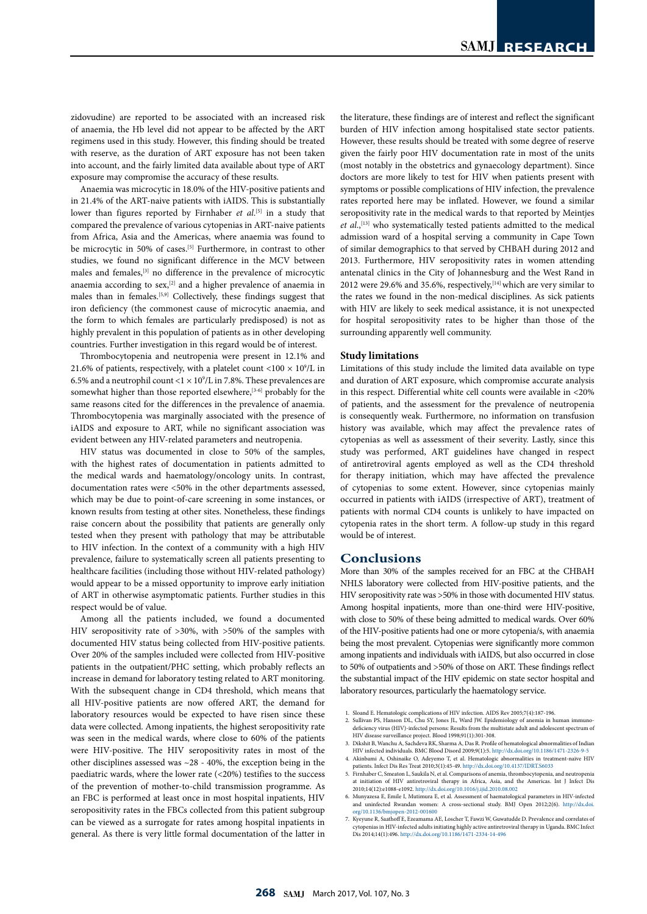zidovudine) are reported to be associated with an increased risk of anaemia, the Hb level did not appear to be affected by the ART regimens used in this study. However, this finding should be treated with reserve, as the duration of ART exposure has not been taken into account, and the fairly limited data available about type of ART exposure may compromise the accuracy of these results.

Anaemia was microcytic in 18.0% of the HIV-positive patients and in 21.4% of the ART-naive patients with iAIDS. This is substantially lower than figures reported by Firnhaber *et al*.[5] in a study that compared the prevalence of various cytopenias in ART-naive patients from Africa, Asia and the Americas, where anaemia was found to be microcytic in 50% of cases.[5] Furthermore, in contrast to other studies, we found no significant difference in the MCV between males and females,[3] no difference in the prevalence of microcytic anaemia according to sex,[2] and a higher prevalence of anaemia in males than in females.[5,9] Collectively, these findings suggest that iron deficiency (the commonest cause of microcytic anaemia, and the form to which females are particularly predisposed) is not as highly prevalent in this population of patients as in other developing countries. Further investigation in this regard would be of interest.

Thrombocytopenia and neutropenia were present in 12.1% and 21.6% of patients, respectively, with a platelet count $<100 \times 10^9$/L in 6.5% and a neutrophil count $<1 \times 10^9$/L in 7.8%. These prevalences are somewhat higher than those reported elsewhere,[3-6] probably for the same reasons cited for the differences in the prevalence of anaemia. Thrombocytopenia was marginally associated with the presence of iAIDS and exposure to ART, while no significant association was evident between any HIV-related parameters and neutropenia.

HIV status was documented in close to 50% of the samples, with the highest rates of documentation in patients admitted to the medical wards and haematology/oncology units. In contrast, documentation rates were <50% in the other departments assessed, which may be due to point-of-care screening in some instances, or known results from testing at other sites. Nonetheless, these findings raise concern about the possibility that patients are generally only tested when they present with pathology that may be attributable to HIV infection. In the context of a community with a high HIV prevalence, failure to systematically screen all patients presenting to healthcare facilities (including those without HIV-related pathology) would appear to be a missed opportunity to improve early initiation of ART in otherwise asymptomatic patients. Further studies in this respect would be of value.

Among all the patients included, we found a documented HIV seropositivity rate of >30%, with >50% of the samples with documented HIV status being collected from HIV-positive patients. Over 20% of the samples included were collected from HIV-positive patients in the outpatient/PHC setting, which probably reflects an increase in demand for laboratory testing related to ART monitoring. With the subsequent change in CD4 threshold, which means that all HIV-positive patients are now offered ART, the demand for laboratory resources would be expected to have risen since these data were collected. Among inpatients, the highest seropositivity rate was seen in the medical wards, where close to 60% of the patients were HIV-positive. The HIV seropositivity rates in most of the other disciplines assessed was ~28 - 40%, the exception being in the paediatric wards, where the lower rate (<20%) testifies to the success of the prevention of mother-to-child transmission programme. As an FBC is performed at least once in most hospital inpatients, HIV seropositivity rates in the FBCs collected from this patient subgroup can be viewed as a surrogate for rates among hospital inpatients in general. As there is very little formal documentation of the latter in the literature, these findings are of interest and reflect the significant burden of HIV infection among hospitalised state sector patients. However, these results should be treated with some degree of reserve given the fairly poor HIV documentation rate in most of the units (most notably in the obstetrics and gynaecology department). Since doctors are more likely to test for HIV when patients present with symptoms or possible complications of HIV infection, the prevalence rates reported here may be inflated. However, we found a similar seropositivity rate in the medical wards to that reported by Meintjes *et al*.,[13] who systematically tested patients admitted to the medical admission ward of a hospital serving a community in Cape Town of similar demographics to that served by CHBAH during 2012 and 2013. Furthermore, HIV seropositivity rates in women attending antenatal clinics in the City of Johannesburg and the West Rand in 2012 were 29.6% and 35.6%, respectively,[14] which are very similar to the rates we found in the non-medical disciplines. As sick patients with HIV are likely to seek medical assistance, it is not unexpected for hospital seropositivity rates to be higher than those of the surrounding apparently well community.

### Study limitations

Limitations of this study include the limited data available on type and duration of ART exposure, which compromise accurate analysis in this respect. Differential white cell counts were available in <20% of patients, and the assessment for the prevalence of neutropenia is consequently weak. Furthermore, no information on transfusion history was available, which may affect the prevalence rates of cytopenias as well as assessment of their severity. Lastly, since this study was performed, ART guidelines have changed in respect of antiretroviral agents employed as well as the CD4 threshold for therapy initiation, which may have affected the prevalence of cytopenias to some extent. However, since cytopenias mainly occurred in patients with iAIDS (irrespective of ART), treatment of patients with normal CD4 counts is unlikely to have impacted on cytopenia rates in the short term. A follow-up study in this regard would be of interest.

## Conclusions

More than 30% of the samples received for an FBC at the CHBAH NHLS laboratory were collected from HIV-positive patients, and the HIV seropositivity rate was >50% in those with documented HIV status. Among hospital inpatients, more than one-third were HIV-positive, with close to 50% of these being admitted to medical wards. Over 60% of the HIV-positive patients had one or more cytopenia/s, with anaemia being the most prevalent. Cytopenias were significantly more common among inpatients and individuals with iAIDS, but also occurred in close to 50% of outpatients and >50% of those on ART. These findings reflect the substantial impact of the HIV epidemic on state sector hospital and laboratory resources, particularly the haematology service.

1. Sloand E. Hematologic complications of HIV infection. AIDS Rev 2005;7(4):187-196.
2. Sullivan PS, Hanson DL, Chu SY, Jones JL, Ward JW. Epidemiology of anemia in human immunodeficiency virus (HIV)-infected persons: Results from the multistate adult and adolescent spectrum of HIV disease surveillance project. Blood 1998;91(1):301-308.
3. Dikshit B, Wanchu A, Sachdeva RK, Sharma A, Das R. Profile of hematological abnormalities of Indian HIV infected individuals. BMC Blood Disord 2009;9(1):5. http://dx.doi.org/10.1186/1471-2326-9-5
4. Akinbami A, Oshinaike O, Adeyemo T, et al. Hematologic abnormalities in treatment-naive HIV patients. Infect Dis Res Treat 2010;3(1):45-49. http://dx.doi.org/10.4137/IDRT.S6033
5. Firnhaber C, Smeaton L, Saukila N, et al. Comparisons of anemia, thrombocytopenia, and neutropenia at initiation of HIV antiretroviral therapy in Africa, Asia, and the Americas. Int J Infect Dis 2010;14(12):e1088-e1092. http://dx.doi.org/10.1016/j.ijid.2010.08.002
6. Munyazesa E, Emile I, Mutimura E, et al. Assessment of haematological parameters in HIV-infected and uninfected Rwandan women: A cross-sectional study. BMJ Open 2012;2(6). http://dx.doi.org/10.1136/bmjopen-2012-001600
7. Kyeyune R, Saathoff E, Ezeamama AE, Loscher T, Fawzi W, Guwatudde D. Prevalence and correlates of cytopenias in HIV-infected adults initiating highly active antiretroviral therapy in Uganda. BMC Infect Dis 2014;14(1):496. http://dx.doi.org/10.1186/1471-2334-14-496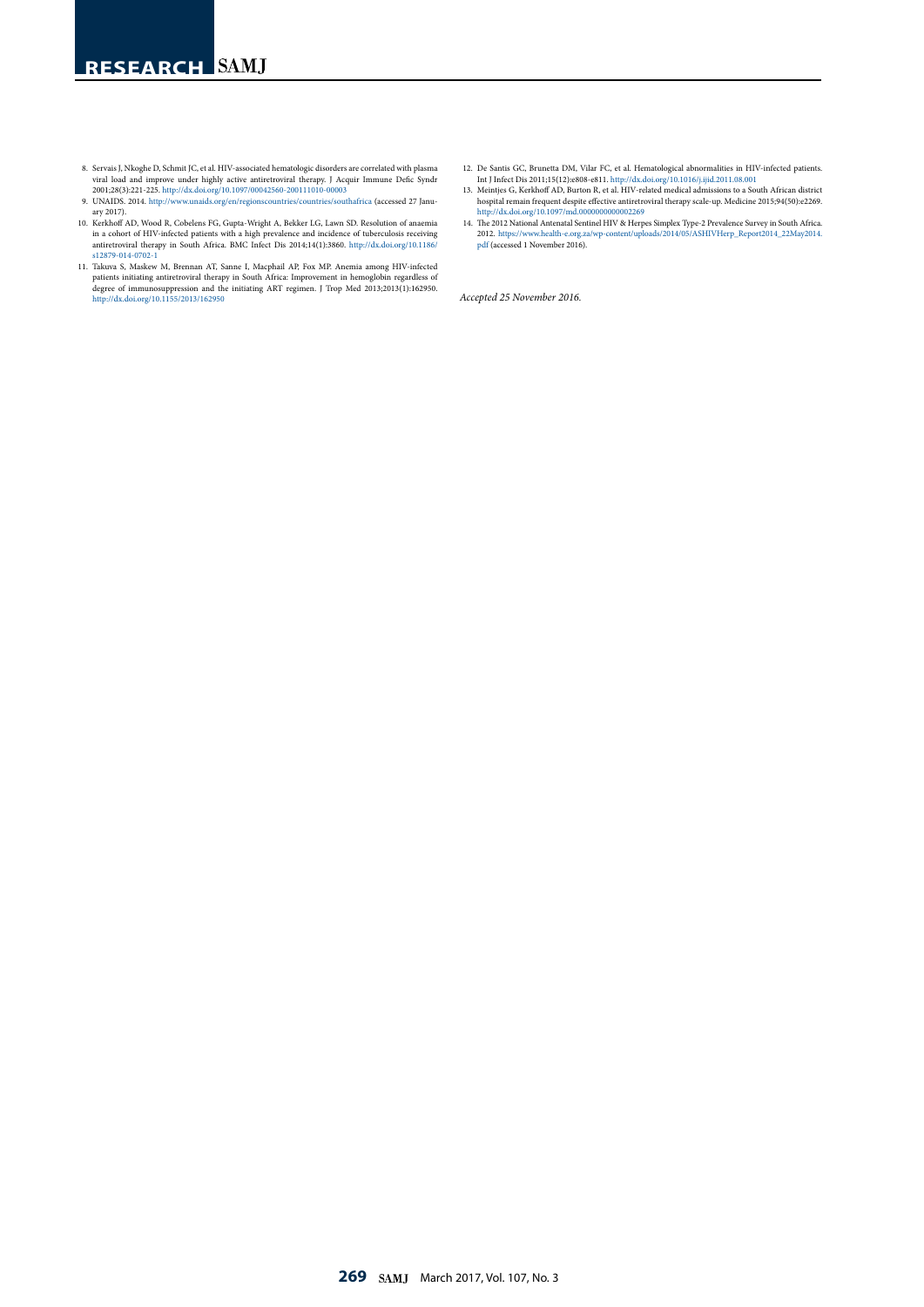8. Servais J, Nkoghe D, Schmit JC, et al. HIV-associated hematologic disorders are correlated with plasma viral load and improve under highly active antiretroviral therapy. J Acquir Immune Defic Syndr 2001;28(3):221-225. http://dx.doi.org/10.1097/00042560-200111010-00003
9. UNAIDS. 2014. http://www.unaids.org/en/regionscountries/countries/southafrica (accessed 27 January 2017).
10. Kerkhoff AD, Wood R, Cobelens FG, Gupta-Wright A, Bekker LG, Lawn SD. Resolution of anaemia in a cohort of HIV-infected patients with a high prevalence and incidence of tuberculosis receiving antiretroviral therapy in South Africa. BMC Infect Dis 2014;14(1):3860. http://dx.doi.org/10.1186/s12879-014-0702-1
11. Takuva S, Maskew M, Brennan AT, Sanne I, Macphail AP, Fox MP. Anemia among HIV-infected patients initiating antiretroviral therapy in South Africa: Improvement in hemoglobin regardless of degree of immunosuppression and the initiating ART regimen. J Trop Med 2013;2013(1):162950. http://dx.doi.org/10.1155/2013/162950
12. De Santis GC, Brunetta DM, Vilar FC, et al. Hematological abnormalities in HIV-infected patients. Int J Infect Dis 2011;15(12):e808-e811. http://dx.doi.org/10.1016/j.ijid.2011.08.001
13. Meintjes G, Kerkhoff AD, Burton R, et al. HIV-related medical admissions to a South African district hospital remain frequent despite effective antiretroviral therapy scale-up. Medicine 2015;94(50):e2269. http://dx.doi.org/10.1097/md.0000000000002269
14. The 2012 National Antenatal Sentinel HIV & Herpes Simplex Type-2 Prevalence Survey in South Africa. 2012. https://www.health-e.org.za/wp-content/uploads/2014/05/ASHIVHerp_Report2014_22May2014.pdf (accessed 1 November 2016).

*Accepted 25 November 2016.*